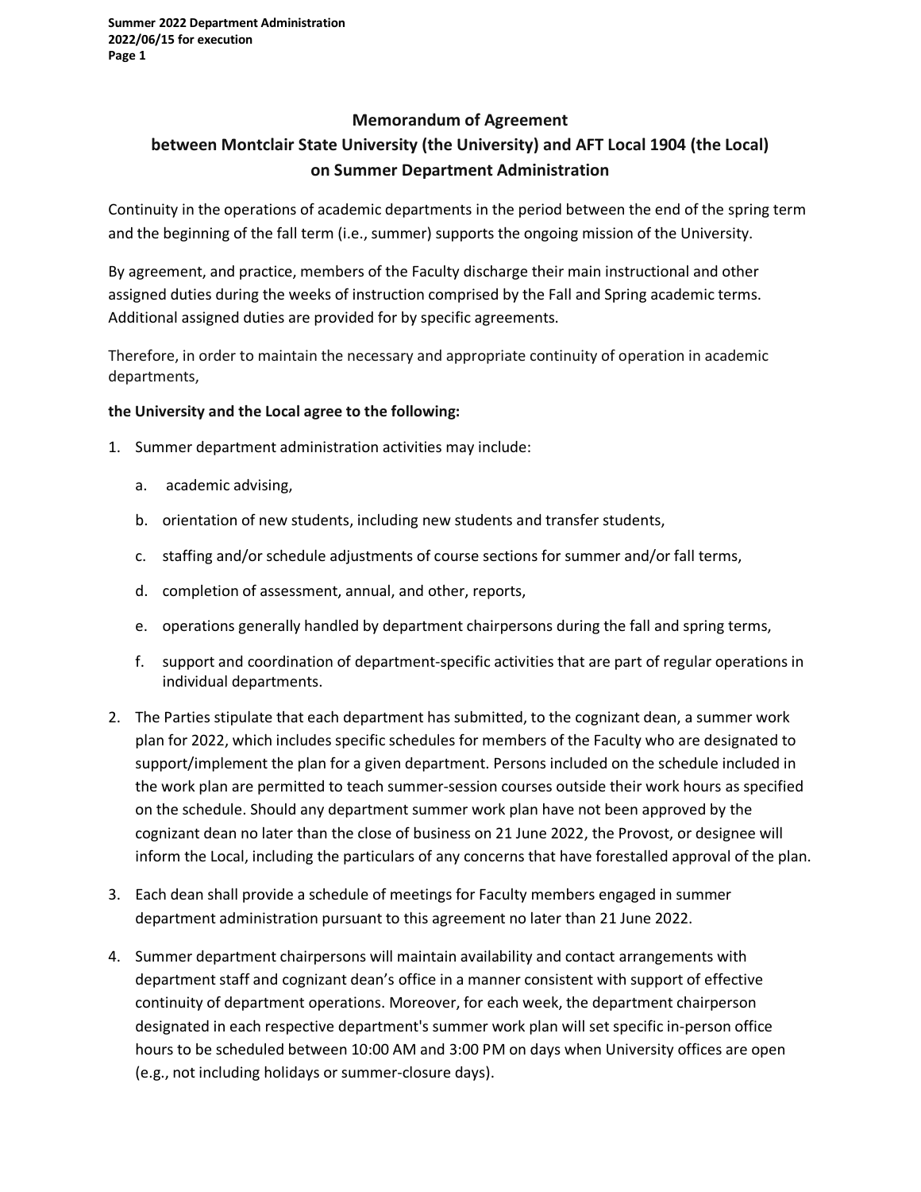## Memorandum of Agreement
## between Montclair State University (the University) and AFT Local 1904 (the Local)
## on Summer Department Administration

Continuity in the operations of academic departments in the period between the end of the spring term and the beginning of the fall term (i.e., summer) supports the ongoing mission of the University.

By agreement, and practice, members of the Faculty discharge their main instructional and other assigned duties during the weeks of instruction comprised by the Fall and Spring academic terms. Additional assigned duties are provided for by specific agreements.

Therefore, in order to maintain the necessary and appropriate continuity of operation in academic departments,

**the University and the Local agree to the following:**

1. Summer department administration activities may include:
   a. academic advising,
   b. orientation of new students, including new students and transfer students,
   c. staffing and/or schedule adjustments of course sections for summer and/or fall terms,
   d. completion of assessment, annual, and other, reports,
   e. operations generally handled by department chairpersons during the fall and spring terms,
   f. support and coordination of department-specific activities that are part of regular operations in individual departments.
2. The Parties stipulate that each department has submitted, to the cognizant dean, a summer work plan for 2022, which includes specific schedules for members of the Faculty who are designated to support/implement the plan for a given department. Persons included on the schedule included in the work plan are permitted to teach summer-session courses outside their work hours as specified on the schedule. Should any department summer work plan have not been approved by the cognizant dean no later than the close of business on 21 June 2022, the Provost, or designee will inform the Local, including the particulars of any concerns that have forestalled approval of the plan.
3. Each dean shall provide a schedule of meetings for Faculty members engaged in summer department administration pursuant to this agreement no later than 21 June 2022.
4. Summer department chairpersons will maintain availability and contact arrangements with department staff and cognizant dean's office in a manner consistent with support of effective continuity of department operations. Moreover, for each week, the department chairperson designated in each respective department's summer work plan will set specific in-person office hours to be scheduled between 10:00 AM and 3:00 PM on days when University offices are open (e.g., not including holidays or summer-closure days).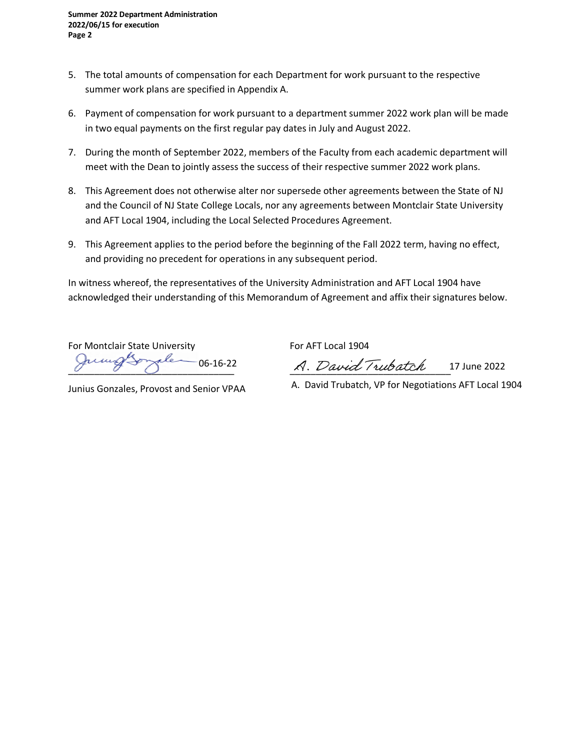5. The total amounts of compensation for each Department for work pursuant to the respective summer work plans are specified in Appendix A.

6. Payment of compensation for work pursuant to a department summer 2022 work plan will be made in two equal payments on the first regular pay dates in July and August 2022.

7. During the month of September 2022, members of the Faculty from each academic department will meet with the Dean to jointly assess the success of their respective summer 2022 work plans.

8. This Agreement does not otherwise alter nor supersede other agreements between the State of NJ and the Council of NJ State College Locals, nor any agreements between Montclair State University and AFT Local 1904, including the Local Selected Procedures Agreement.

9. This Agreement applies to the period before the beginning of the Fall 2022 term, having no effect, and providing no precedent for operations in any subsequent period.

In witness whereof, the representatives of the University Administration and AFT Local 1904 have acknowledged their understanding of this Memorandum of Agreement and affix their signatures below.

For Montclair State University

_______________________________ 06-16-22

Junius Gonzales, Provost and Senior VPAA

For AFT Local 1904

A. David Trubatch _______________ 17 June 2022

A. David Trubatch, VP for Negotiations AFT Local 1904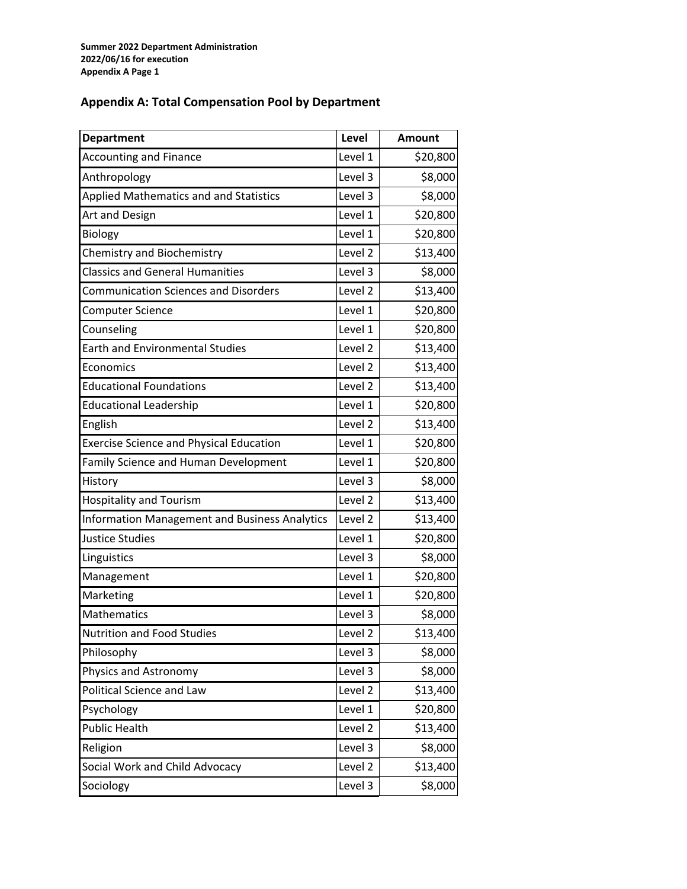## Appendix A: Total Compensation Pool by Department

| Department | Level | Amount |
|---|---|---|
| Accounting and Finance | Level 1 | $20,800 |
| Anthropology | Level 3 | $8,000 |
| Applied Mathematics and and Statistics | Level 3 | $8,000 |
| Art and Design | Level 1 | $20,800 |
| Biology | Level 1 | $20,800 |
| Chemistry and Biochemistry | Level 2 | $13,400 |
| Classics and General Humanities | Level 3 | $8,000 |
| Communication Sciences and Disorders | Level 2 | $13,400 |
| Computer Science | Level 1 | $20,800 |
| Counseling | Level 1 | $20,800 |
| Earth and Environmental Studies | Level 2 | $13,400 |
| Economics | Level 2 | $13,400 |
| Educational Foundations | Level 2 | $13,400 |
| Educational Leadership | Level 1 | $20,800 |
| English | Level 2 | $13,400 |
| Exercise Science and Physical Education | Level 1 | $20,800 |
| Family Science and Human Development | Level 1 | $20,800 |
| History | Level 3 | $8,000 |
| Hospitality and Tourism | Level 2 | $13,400 |
| Information Management and Business Analytics | Level 2 | $13,400 |
| Justice Studies | Level 1 | $20,800 |
| Linguistics | Level 3 | $8,000 |
| Management | Level 1 | $20,800 |
| Marketing | Level 1 | $20,800 |
| Mathematics | Level 3 | $8,000 |
| Nutrition and Food Studies | Level 2 | $13,400 |
| Philosophy | Level 3 | $8,000 |
| Physics and Astronomy | Level 3 | $8,000 |
| Political Science and Law | Level 2 | $13,400 |
| Psychology | Level 1 | $20,800 |
| Public Health | Level 2 | $13,400 |
| Religion | Level 3 | $8,000 |
| Social Work and Child Advocacy | Level 2 | $13,400 |
| Sociology | Level 3 | $8,000 |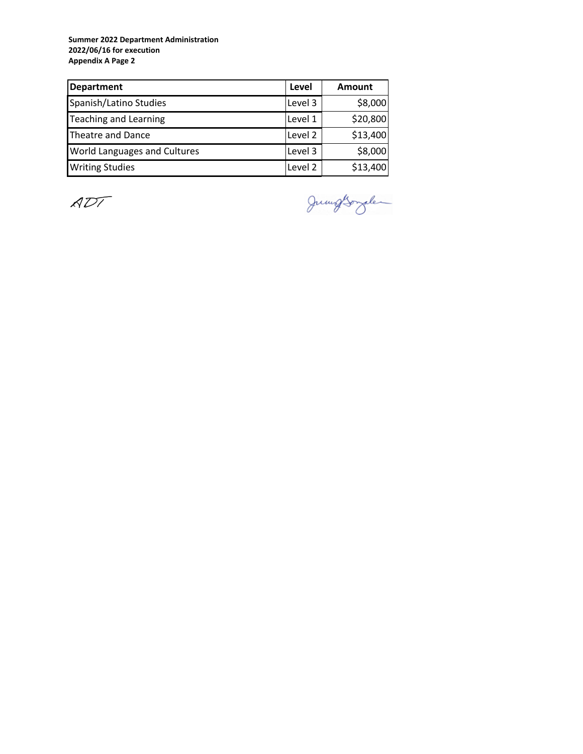**Summer 2022 Department Administration**
**2022/06/16 for execution**
**Appendix A Page 2**

| Department | Level | Amount |
|---|---|---|
| Spanish/Latino Studies | Level 3 | $8,000 |
| Teaching and Learning | Level 1 | $20,800 |
| Theatre and Dance | Level 2 | $13,400 |
| World Languages and Cultures | Level 3 | $8,000 |
| Writing Studies | Level 2 | $13,400 |

ADT